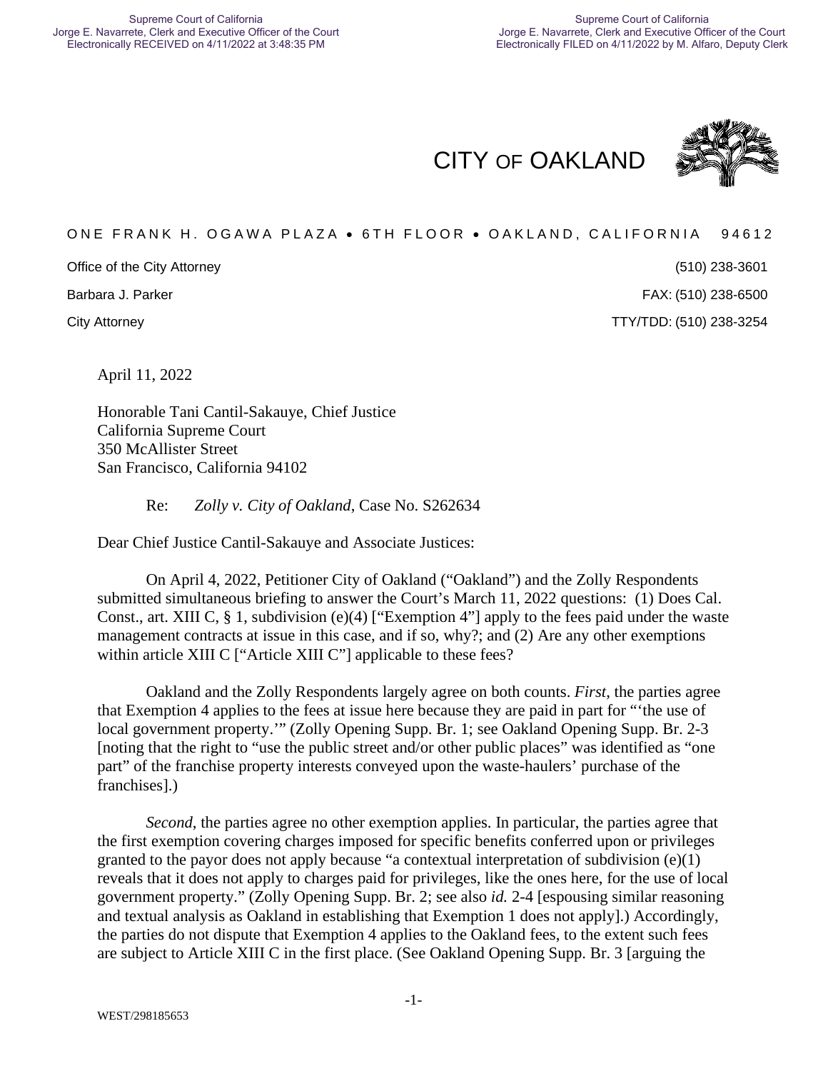CITY OF OAKLAND

ONE FRANK H. OGAWA PLAZA • 6TH FLOOR • OAKLAND, CALIFORNIA 94612

Office of the City Attorney (510) 238-3601
Barbara J. Parker FAX: (510) 238-6500
City Attorney TTY/TDD: (510) 238-3254

April 11, 2022

Honorable Tani Cantil-Sakauye, Chief Justice
California Supreme Court
350 McAllister Street
San Francisco, California 94102

Re: *Zolly v. City of Oakland*, Case No. S262634

Dear Chief Justice Cantil-Sakauye and Associate Justices:

On April 4, 2022, Petitioner City of Oakland ("Oakland") and the Zolly Respondents submitted simultaneous briefing to answer the Court's March 11, 2022 questions: (1) Does Cal. Const., art. XIII C, § 1, subdivision (e)(4) ["Exemption 4"] apply to the fees paid under the waste management contracts at issue in this case, and if so, why?; and (2) Are any other exemptions within article XIII C ["Article XIII C"] applicable to these fees?

Oakland and the Zolly Respondents largely agree on both counts. *First*, the parties agree that Exemption 4 applies to the fees at issue here because they are paid in part for "'the use of local government property.'" (Zolly Opening Supp. Br. 1; see Oakland Opening Supp. Br. 2-3 [noting that the right to "use the public street and/or other public places" was identified as "one part" of the franchise property interests conveyed upon the waste-haulers' purchase of the franchises].)

*Second*, the parties agree no other exemption applies. In particular, the parties agree that the first exemption covering charges imposed for specific benefits conferred upon or privileges granted to the payor does not apply because "a contextual interpretation of subdivision (e)(1) reveals that it does not apply to charges paid for privileges, like the ones here, for the use of local government property." (Zolly Opening Supp. Br. 2; see also *id.* 2-4 [espousing similar reasoning and textual analysis as Oakland in establishing that Exemption 1 does not apply].) Accordingly, the parties do not dispute that Exemption 4 applies to the Oakland fees, to the extent such fees are subject to Article XIII C in the first place. (See Oakland Opening Supp. Br. 3 [arguing the

WEST/298185653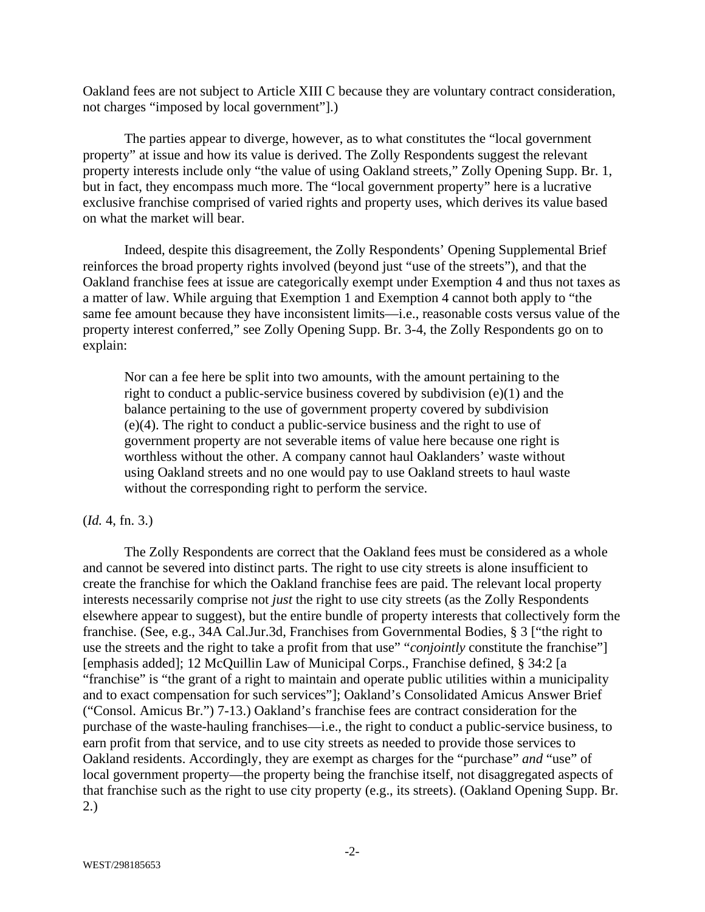Oakland fees are not subject to Article XIII C because they are voluntary contract consideration, not charges "imposed by local government"].)

The parties appear to diverge, however, as to what constitutes the "local government property" at issue and how its value is derived. The Zolly Respondents suggest the relevant property interests include only "the value of using Oakland streets," Zolly Opening Supp. Br. 1, but in fact, they encompass much more. The "local government property" here is a lucrative exclusive franchise comprised of varied rights and property uses, which derives its value based on what the market will bear.

Indeed, despite this disagreement, the Zolly Respondents' Opening Supplemental Brief reinforces the broad property rights involved (beyond just "use of the streets"), and that the Oakland franchise fees at issue are categorically exempt under Exemption 4 and thus not taxes as a matter of law. While arguing that Exemption 1 and Exemption 4 cannot both apply to "the same fee amount because they have inconsistent limits—i.e., reasonable costs versus value of the property interest conferred," see Zolly Opening Supp. Br. 3-4, the Zolly Respondents go on to explain:

> Nor can a fee here be split into two amounts, with the amount pertaining to the right to conduct a public-service business covered by subdivision (e)(1) and the balance pertaining to the use of government property covered by subdivision (e)(4). The right to conduct a public-service business and the right to use of government property are not severable items of value here because one right is worthless without the other. A company cannot haul Oaklanders' waste without using Oakland streets and no one would pay to use Oakland streets to haul waste without the corresponding right to perform the service.

(*Id.* 4, fn. 3.)

The Zolly Respondents are correct that the Oakland fees must be considered as a whole and cannot be severed into distinct parts. The right to use city streets is alone insufficient to create the franchise for which the Oakland franchise fees are paid. The relevant local property interests necessarily comprise not *just* the right to use city streets (as the Zolly Respondents elsewhere appear to suggest), but the entire bundle of property interests that collectively form the franchise. (See, e.g., 34A Cal.Jur.3d, Franchises from Governmental Bodies, § 3 ["the right to use the streets and the right to take a profit from that use" "*conjointly* constitute the franchise"] [emphasis added]; 12 McQuillin Law of Municipal Corps., Franchise defined, § 34:2 [a "franchise" is "the grant of a right to maintain and operate public utilities within a municipality and to exact compensation for such services"]; Oakland's Consolidated Amicus Answer Brief ("Consol. Amicus Br.") 7-13.) Oakland's franchise fees are contract consideration for the purchase of the waste-hauling franchises—i.e., the right to conduct a public-service business, to earn profit from that service, and to use city streets as needed to provide those services to Oakland residents. Accordingly, they are exempt as charges for the "purchase" *and* "use" of local government property—the property being the franchise itself, not disaggregated aspects of that franchise such as the right to use city property (e.g., its streets). (Oakland Opening Supp. Br. 2.)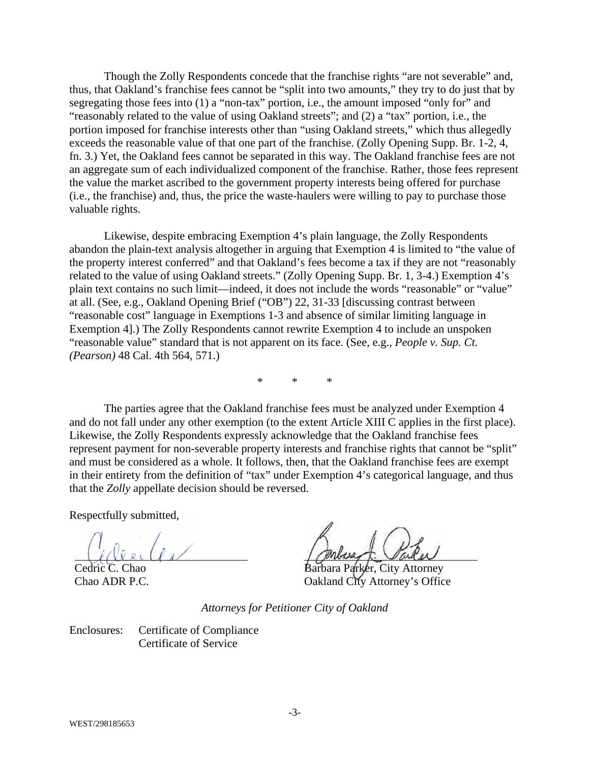Though the Zolly Respondents concede that the franchise rights "are not severable" and, thus, that Oakland's franchise fees cannot be "split into two amounts," they try to do just that by segregating those fees into (1) a "non-tax" portion, i.e., the amount imposed "only for" and "reasonably related to the value of using Oakland streets"; and (2) a "tax" portion, i.e., the portion imposed for franchise interests other than "using Oakland streets," which thus allegedly exceeds the reasonable value of that one part of the franchise. (Zolly Opening Supp. Br. 1-2, 4, fn. 3.) Yet, the Oakland fees cannot be separated in this way. The Oakland franchise fees are not an aggregate sum of each individualized component of the franchise. Rather, those fees represent the value the market ascribed to the government property interests being offered for purchase (i.e., the franchise) and, thus, the price the waste-haulers were willing to pay to purchase those valuable rights.

Likewise, despite embracing Exemption 4's plain language, the Zolly Respondents abandon the plain-text analysis altogether in arguing that Exemption 4 is limited to "the value of the property interest conferred" and that Oakland's fees become a tax if they are not "reasonably related to the value of using Oakland streets." (Zolly Opening Supp. Br. 1, 3-4.) Exemption 4's plain text contains no such limit—indeed, it does not include the words "reasonable" or "value" at all. (See, e.g., Oakland Opening Brief ("OB") 22, 31-33 [discussing contrast between "reasonable cost" language in Exemptions 1-3 and absence of similar limiting language in Exemption 4].) The Zolly Respondents cannot rewrite Exemption 4 to include an unspoken "reasonable value" standard that is not apparent on its face. (See, e.g., *People v. Sup. Ct. (Pearson)* 48 Cal. 4th 564, 571.)

\* \* \*

The parties agree that the Oakland franchise fees must be analyzed under Exemption 4 and do not fall under any other exemption (to the extent Article XIII C applies in the first place). Likewise, the Zolly Respondents expressly acknowledge that the Oakland franchise fees represent payment for non-severable property interests and franchise rights that cannot be "split" and must be considered as a whole. It follows, then, that the Oakland franchise fees are exempt in their entirety from the definition of "tax" under Exemption 4's categorical language, and thus that the *Zolly* appellate decision should be reversed.

Respectfully submitted,

Cedric C. Chao
Chao ADR P.C.

Barbara Parker, City Attorney
Oakland City Attorney's Office

*Attorneys for Petitioner City of Oakland*

Enclosures: Certificate of Compliance
Certificate of Service

WEST/298185653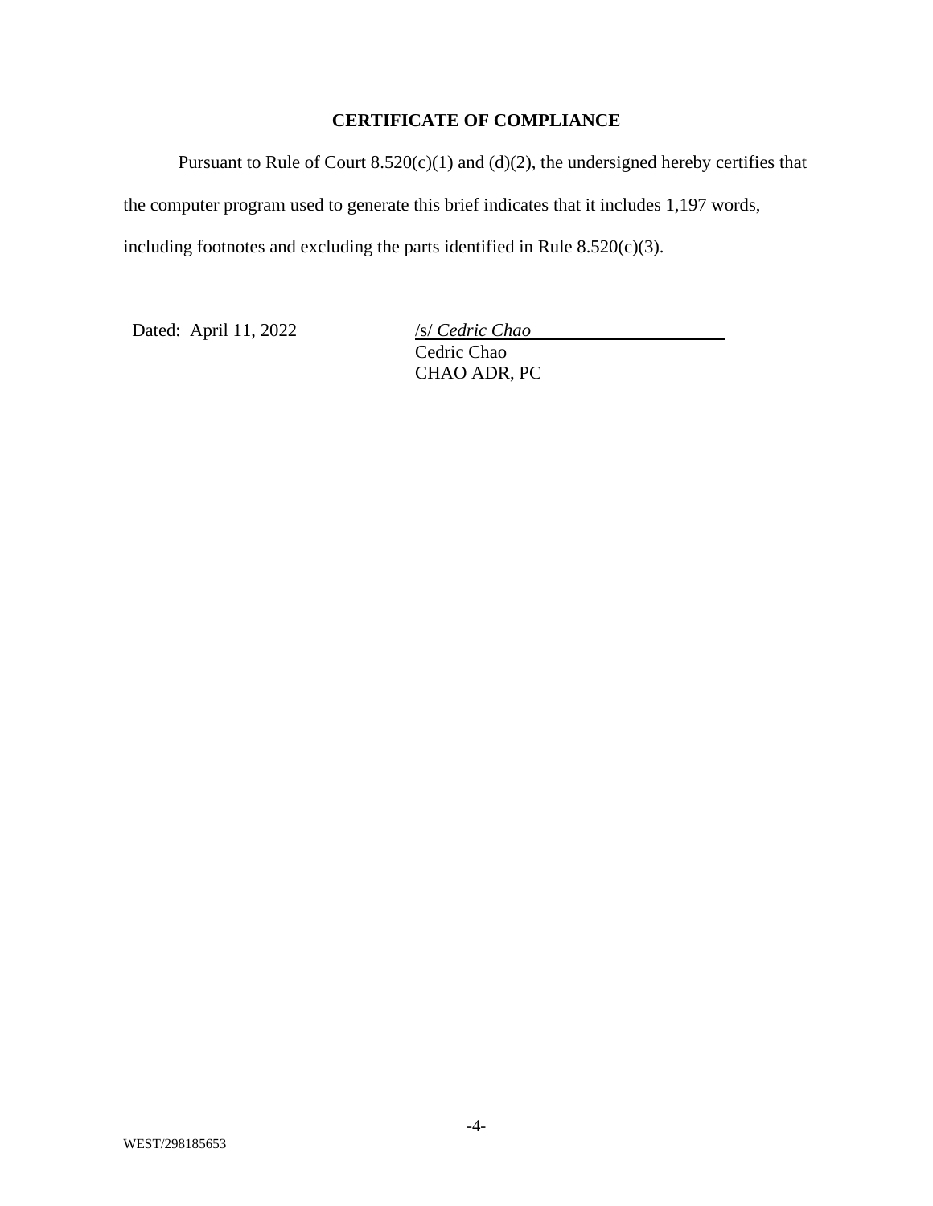## CERTIFICATE OF COMPLIANCE

Pursuant to Rule of Court 8.520(c)(1) and (d)(2), the undersigned hereby certifies that the computer program used to generate this brief indicates that it includes 1,197 words, including footnotes and excluding the parts identified in Rule 8.520(c)(3).

Dated: April 11, 2022

/s/ *Cedric Chao*
Cedric Chao
CHAO ADR, PC

WEST/298185653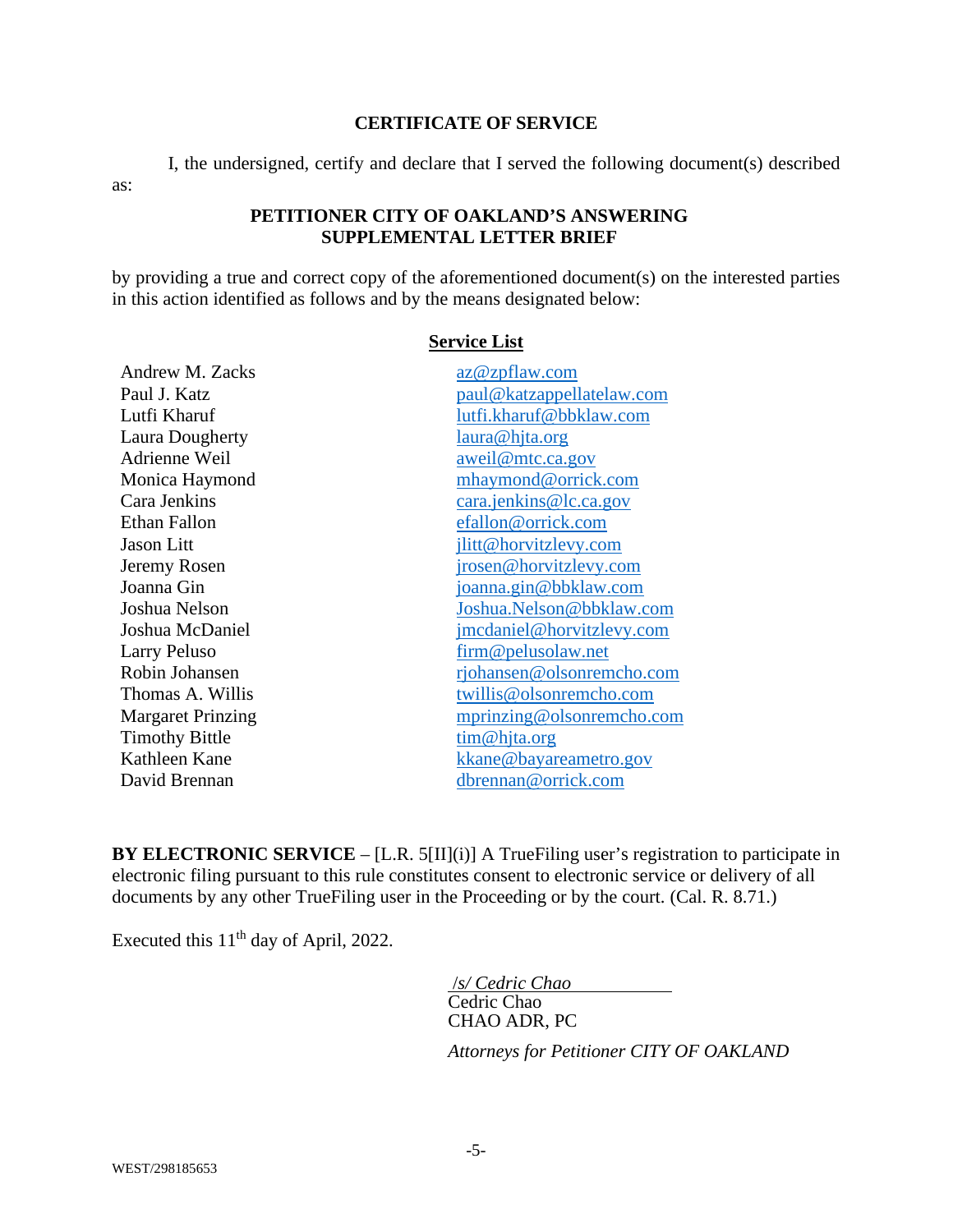## CERTIFICATE OF SERVICE

I, the undersigned, certify and declare that I served the following document(s) described as:

**PETITIONER CITY OF OAKLAND'S ANSWERING SUPPLEMENTAL LETTER BRIEF**

by providing a true and correct copy of the aforementioned document(s) on the interested parties in this action identified as follows and by the means designated below:

**Service List**

| | |
|---|---|
| Andrew M. Zacks | az@zpflaw.com |
| Paul J. Katz | paul@katzappellatelaw.com |
| Lutfi Kharuf | lutfi.kharuf@bbklaw.com |
| Laura Dougherty | laura@hjta.org |
| Adrienne Weil | aweil@mtc.ca.gov |
| Monica Haymond | mhaymond@orrick.com |
| Cara Jenkins | cara.jenkins@lc.ca.gov |
| Ethan Fallon | efallon@orrick.com |
| Jason Litt | jlitt@horvitzlevy.com |
| Jeremy Rosen | jrosen@horvitzlevy.com |
| Joanna Gin | joanna.gin@bbklaw.com |
| Joshua Nelson | Joshua.Nelson@bbklaw.com |
| Joshua McDaniel | jmcdaniel@horvitzlevy.com |
| Larry Peluso | firm@pelusolaw.net |
| Robin Johansen | rjohansen@olsonremcho.com |
| Thomas A. Willis | twillis@olsonremcho.com |
| Margaret Prinzing | mprinzing@olsonremcho.com |
| Timothy Bittle | tim@hjta.org |
| Kathleen Kane | kkane@bayareametro.gov |
| David Brennan | dbrennan@orrick.com |

**BY ELECTRONIC SERVICE** – [L.R. 5[II](i)] A TrueFiling user's registration to participate in electronic filing pursuant to this rule constitutes consent to electronic service or delivery of all documents by any other TrueFiling user in the Proceeding or by the court. (Cal. R. 8.71.)

Executed this 11th day of April, 2022.

*/s/ Cedric Chao*
Cedric Chao
CHAO ADR, PC

*Attorneys for Petitioner CITY OF OAKLAND*

WEST/298185653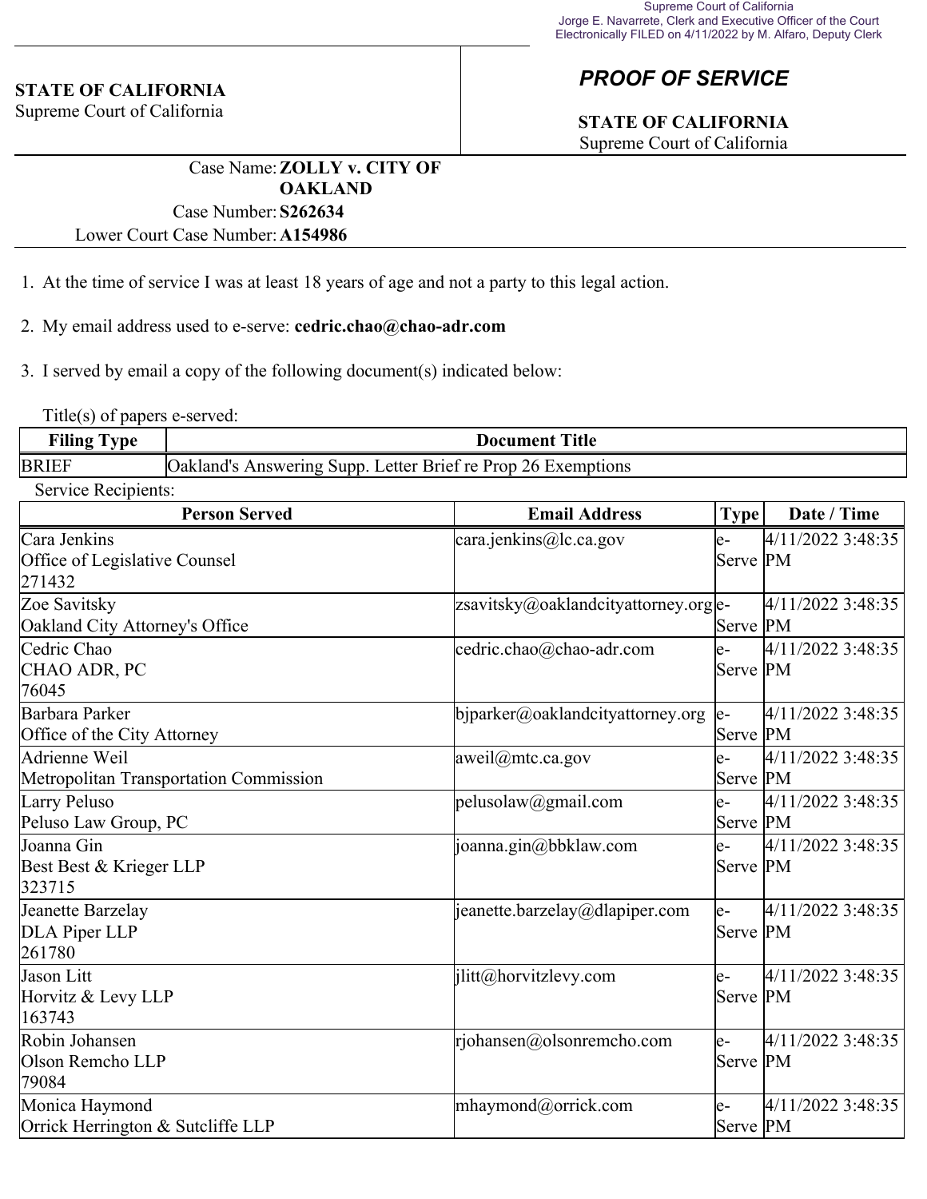Supreme Court of California
Jorge E. Navarrete, Clerk and Executive Officer of the Court
Electronically FILED on 4/11/2022 by M. Alfaro, Deputy Clerk

**STATE OF CALIFORNIA**
Supreme Court of California

## *PROOF OF SERVICE*

**STATE OF CALIFORNIA**
Supreme Court of California

Case Name: **ZOLLY v. CITY OF OAKLAND**
Case Number: **S262634**
Lower Court Case Number: **A154986**

1. At the time of service I was at least 18 years of age and not a party to this legal action.

2. My email address used to e-serve: **cedric.chao@chao-adr.com**

3. I served by email a copy of the following document(s) indicated below:

Title(s) of papers e-served:

| Filing Type | Document Title |
|---|---|
| BRIEF | Oakland's Answering Supp. Letter Brief re Prop 26 Exemptions |

Service Recipients:

| Person Served | Email Address | Type | Date / Time |
|---|---|---|---|
| Cara Jenkins<br>Office of Legislative Counsel<br>271432 | cara.jenkins@lc.ca.gov | e-Serve | 4/11/2022 3:48:35 PM |
| Zoe Savitsky<br>Oakland City Attorney's Office | zsavitsky@oaklandcityattorney.org | e-Serve | 4/11/2022 3:48:35 PM |
| Cedric Chao<br>CHAO ADR, PC<br>76045 | cedric.chao@chao-adr.com | e-Serve | 4/11/2022 3:48:35 PM |
| Barbara Parker<br>Office of the City Attorney | bjparker@oaklandcityattorney.org | e-Serve | 4/11/2022 3:48:35 PM |
| Adrienne Weil<br>Metropolitan Transportation Commission | aweil@mtc.ca.gov | e-Serve | 4/11/2022 3:48:35 PM |
| Larry Peluso<br>Peluso Law Group, PC | pelusolaw@gmail.com | e-Serve | 4/11/2022 3:48:35 PM |
| Joanna Gin<br>Best Best & Krieger LLP<br>323715 | joanna.gin@bbklaw.com | e-Serve | 4/11/2022 3:48:35 PM |
| Jeanette Barzelay<br>DLA Piper LLP<br>261780 | jeanette.barzelay@dlapiper.com | e-Serve | 4/11/2022 3:48:35 PM |
| Jason Litt<br>Horvitz & Levy LLP<br>163743 | jlitt@horvitzlevy.com | e-Serve | 4/11/2022 3:48:35 PM |
| Robin Johansen<br>Olson Remcho LLP<br>79084 | rjohansen@olsonremcho.com | e-Serve | 4/11/2022 3:48:35 PM |
| Monica Haymond<br>Orrick Herrington & Sutcliffe LLP | mhaymond@orrick.com | e-Serve | 4/11/2022 3:48:35 PM |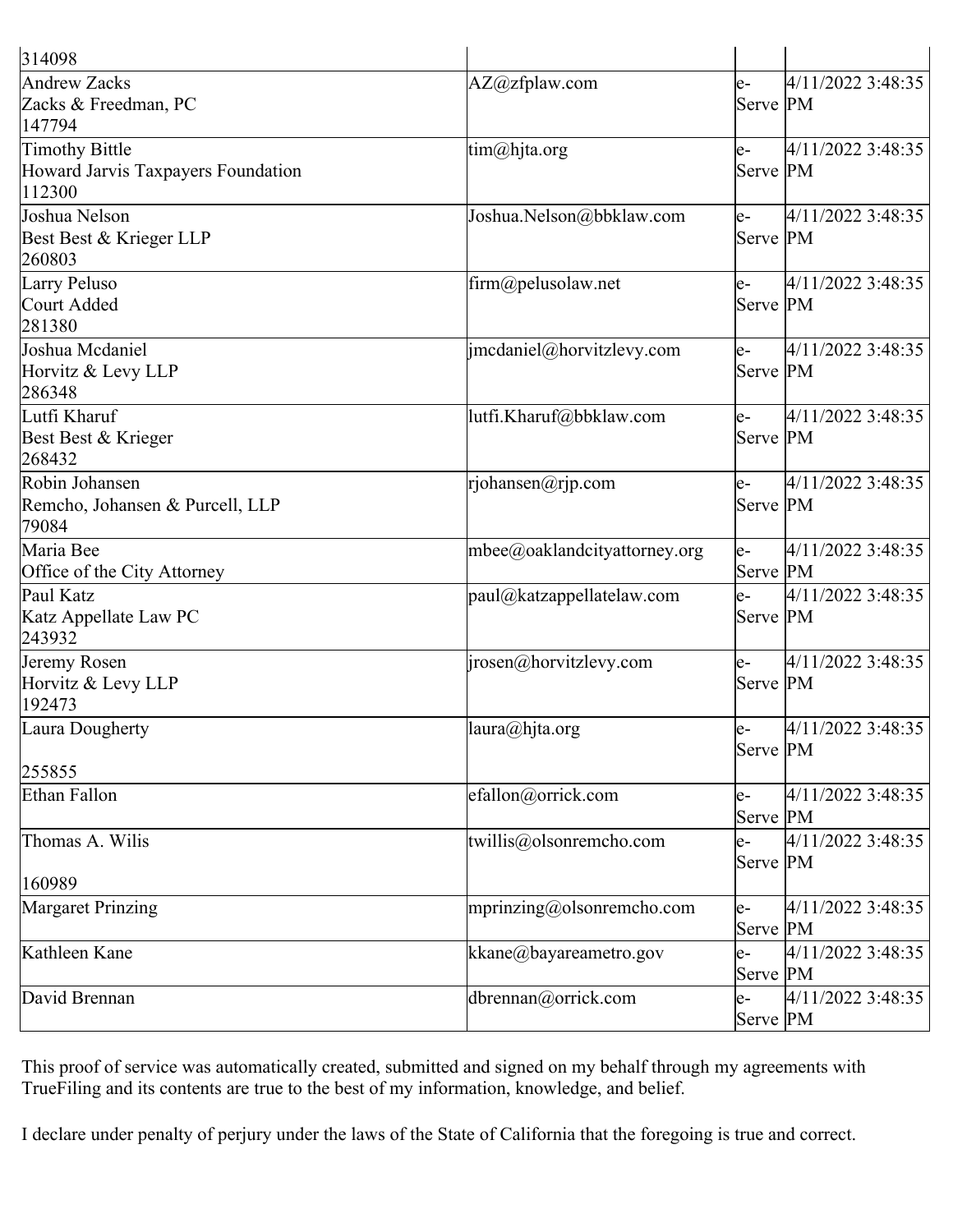| | | | |
|---|---|---|---|
| 314098 | | | |
| Andrew Zacks<br>Zacks & Freedman, PC<br>147794 | AZ@zfplaw.com | e-Serve | 4/11/2022 3:48:35 PM |
| Timothy Bittle<br>Howard Jarvis Taxpayers Foundation<br>112300 | tim@hjta.org | e-Serve | 4/11/2022 3:48:35 PM |
| Joshua Nelson<br>Best Best & Krieger LLP<br>260803 | Joshua.Nelson@bbklaw.com | e-Serve | 4/11/2022 3:48:35 PM |
| Larry Peluso<br>Court Added<br>281380 | firm@pelusolaw.net | e-Serve | 4/11/2022 3:48:35 PM |
| Joshua Mcdaniel<br>Horvitz & Levy LLP<br>286348 | jmcdaniel@horvitzlevy.com | e-Serve | 4/11/2022 3:48:35 PM |
| Lutfi Kharuf<br>Best Best & Krieger<br>268432 | lutfi.Kharuf@bbklaw.com | e-Serve | 4/11/2022 3:48:35 PM |
| Robin Johansen<br>Remcho, Johansen & Purcell, LLP<br>79084 | rjohansen@rjp.com | e-Serve | 4/11/2022 3:48:35 PM |
| Maria Bee<br>Office of the City Attorney | mbee@oaklandcityattorney.org | e-Serve | 4/11/2022 3:48:35 PM |
| Paul Katz<br>Katz Appellate Law PC<br>243932 | paul@katzappellatelaw.com | e-Serve | 4/11/2022 3:48:35 PM |
| Jeremy Rosen<br>Horvitz & Levy LLP<br>192473 | jrosen@horvitzlevy.com | e-Serve | 4/11/2022 3:48:35 PM |
| Laura Dougherty<br><br>255855 | laura@hjta.org | e-Serve | 4/11/2022 3:48:35 PM |
| Ethan Fallon | efallon@orrick.com | e-Serve | 4/11/2022 3:48:35 PM |
| Thomas A. Wilis<br><br>160989 | twillis@olsonremcho.com | e-Serve | 4/11/2022 3:48:35 PM |
| Margaret Prinzing | mprinzing@olsonremcho.com | e-Serve | 4/11/2022 3:48:35 PM |
| Kathleen Kane | kkane@bayareametro.gov | e-Serve | 4/11/2022 3:48:35 PM |
| David Brennan | dbrennan@orrick.com | e-Serve | 4/11/2022 3:48:35 PM |

This proof of service was automatically created, submitted and signed on my behalf through my agreements with TrueFiling and its contents are true to the best of my information, knowledge, and belief.

I declare under penalty of perjury under the laws of the State of California that the foregoing is true and correct.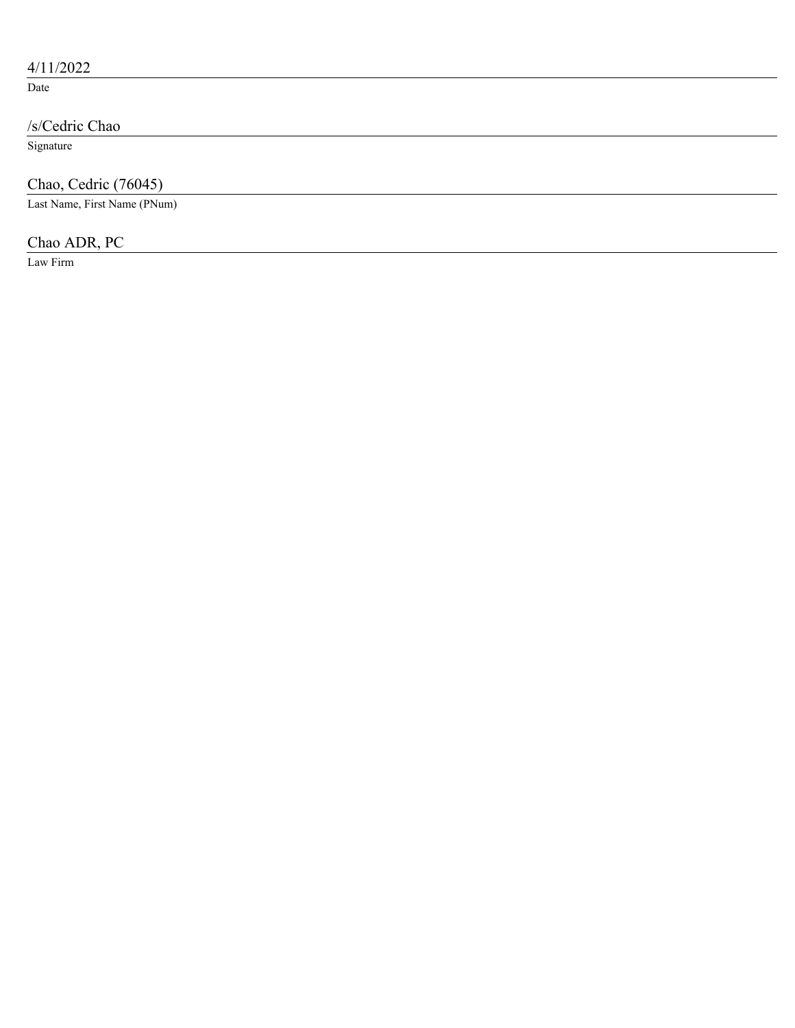4/11/2022

Date

/s/Cedric Chao

Signature

Chao, Cedric (76045)

Last Name, First Name (PNum)

Chao ADR, PC

Law Firm